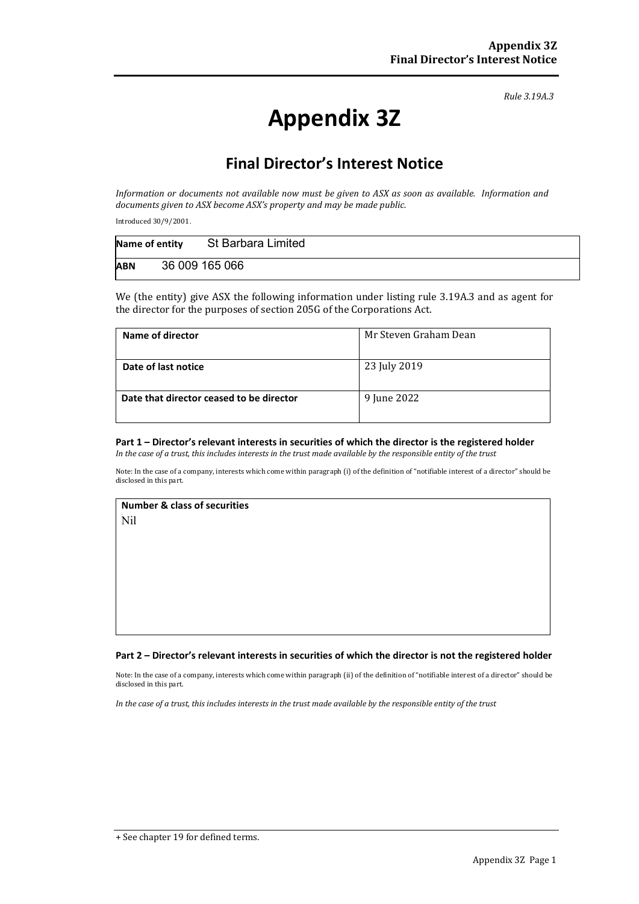*Rule 3.19A.3*

# Appendix 3Z

## Final Director's Interest Notice

*Information or documents not available now must be given to ASX as soon as available. Information and documents given to ASX become ASX's property and may be made public.*

Introduced 30/9/2001.

| | |
|---|---|
| **Name of entity** | St Barbara Limited |
| **ABN** | 36 009 165 066 |

We (the entity) give ASX the following information under listing rule 3.19A.3 and as agent for the director for the purposes of section 205G of the Corporations Act.

| | |
|---|---|
| **Name of director** | Mr Steven Graham Dean |
| **Date of last notice** | 23 July 2019 |
| **Date that director ceased to be director** | 9 June 2022 |

#### Part 1 – Director's relevant interests in securities of which the director is the registered holder

*In the case of a trust, this includes interests in the trust made available by the responsible entity of the trust*

Note: In the case of a company, interests which come within paragraph (i) of the definition of "notifiable interest of a director" should be disclosed in this part.

| **Number & class of securities** |
|---|
| Nil |

#### Part 2 – Director's relevant interests in securities of which the director is not the registered holder

Note: In the case of a company, interests which come within paragraph (ii) of the definition of "notifiable interest of a director" should be disclosed in this part.

*In the case of a trust, this includes interests in the trust made available by the responsible entity of the trust*

+ See chapter 19 for defined terms.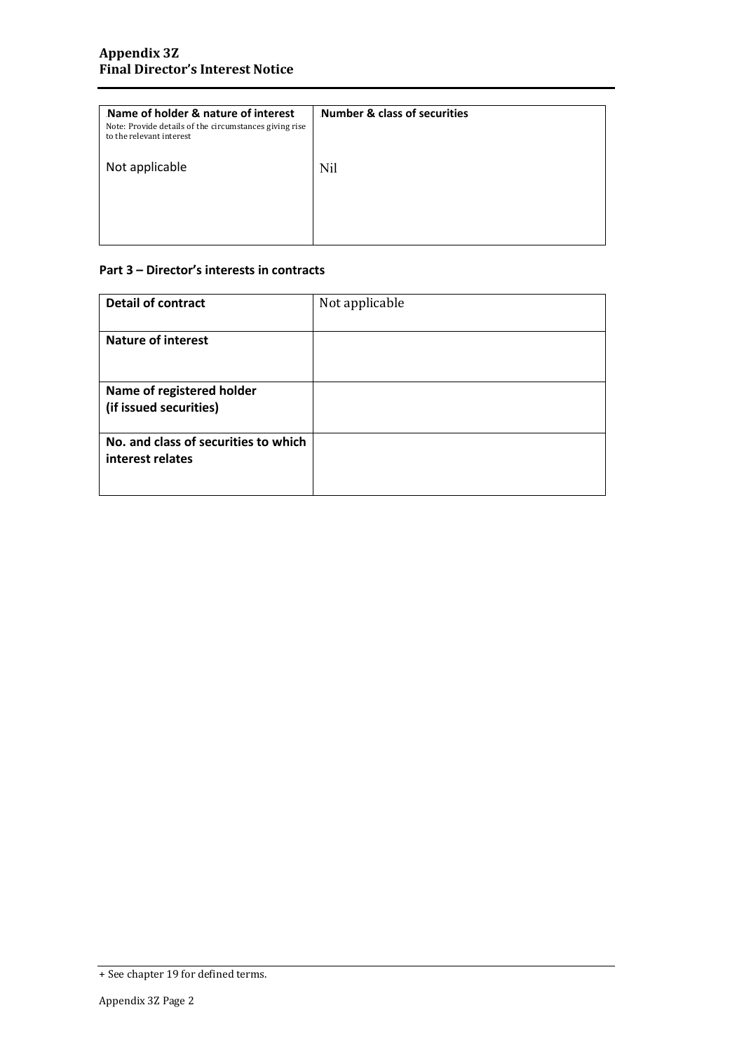| Name of holder & nature of interest<br>Note: Provide details of the circumstances giving rise to the relevant interest | Number & class of securities |
|---|---|
| Not applicable | Nil |

## Part 3 – Director's interests in contracts

| | |
|---|---|
| **Detail of contract** | Not applicable |
| **Nature of interest** | |
| **Name of registered holder (if issued securities)** | |
| **No. and class of securities to which interest relates** | |

+ See chapter 19 for defined terms.